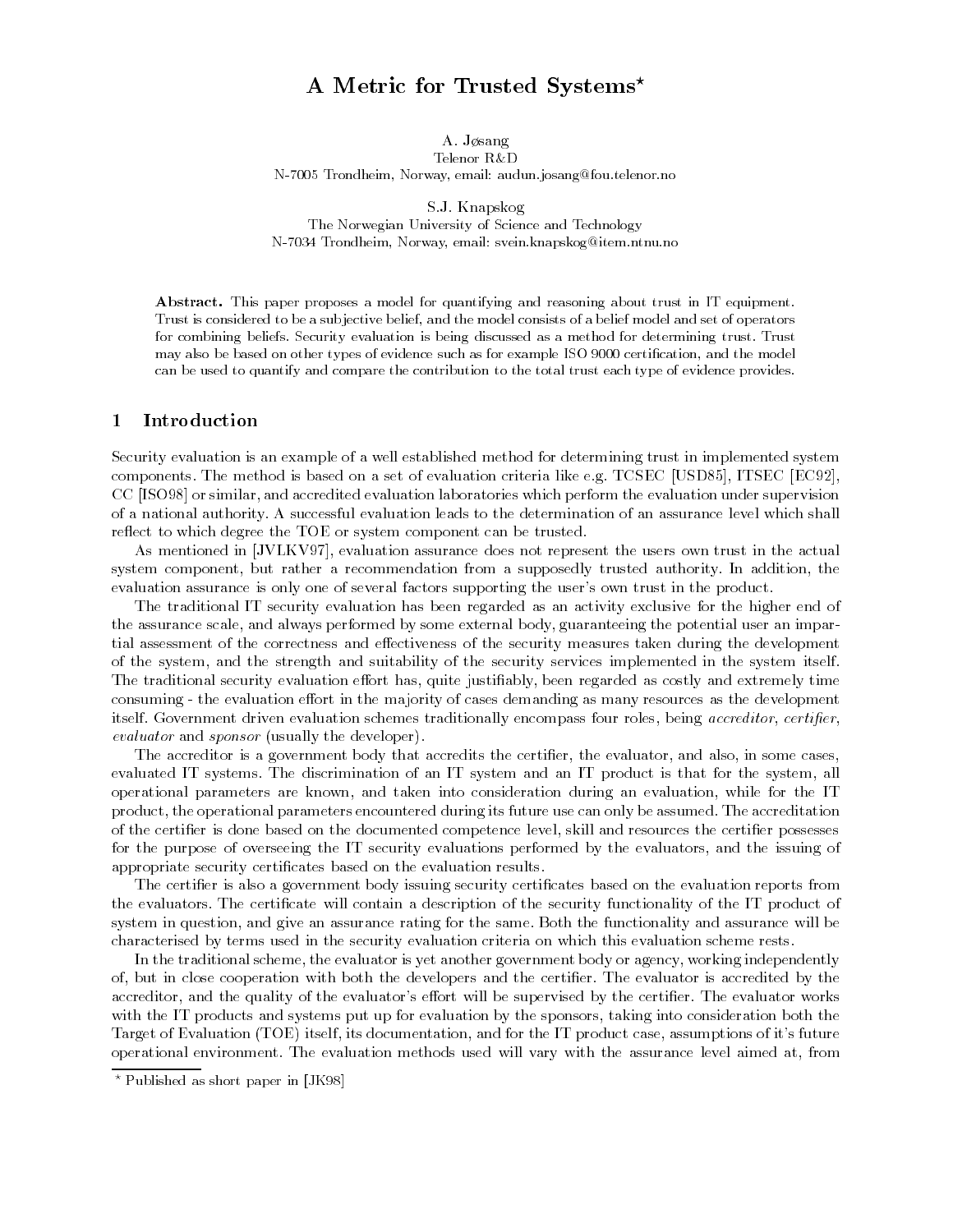# A Metric for Trusted Systems*

A. Jøsang
Telenor R&D
N-7005 Trondheim, Norway, email: audun.josang@fou.telenor.no

S.J. Knapskog
The Norwegian University of Science and Technology
N-7034 Trondheim, Norway, email: svein.knapskog@item.ntnu.no

**Abstract.** This paper proposes a model for quantifying and reasoning about trust in IT equipment. Trust is considered to be a subjective belief, and the model consists of a belief model and set of operators for combining beliefs. Security evaluation is being discussed as a method for determining trust. Trust may also be based on other types of evidence such as for example ISO 9000 certification, and the model can be used to quantify and compare the contribution to the total trust each type of evidence provides.

## 1 Introduction

Security evaluation is an example of a well established method for determining trust in implemented system components. The method is based on a set of evaluation criteria like e.g. TCSEC [USD85], ITSEC [EC92], CC [ISO98] or similar, and accredited evaluation laboratories which perform the evaluation under supervision of a national authority. A successful evaluation leads to the determination of an assurance level which shall reflect to which degree the TOE or system component can be trusted.

As mentioned in [JVLKV97], evaluation assurance does not represent the users own trust in the actual system component, but rather a recommendation from a supposedly trusted authority. In addition, the evaluation assurance is only one of several factors supporting the user's own trust in the product.

The traditional IT security evaluation has been regarded as an activity exclusive for the higher end of the assurance scale, and always performed by some external body, guaranteeing the potential user an impartial assessment of the correctness and effectiveness of the security measures taken during the development of the system, and the strength and suitability of the security services implemented in the system itself. The traditional security evaluation effort has, quite justifiably, been regarded as costly and extremely time consuming - the evaluation effort in the majority of cases demanding as many resources as the development itself. Government driven evaluation schemes traditionally encompass four roles, being *accreditor*, *certifier*, *evaluator* and *sponsor* (usually the developer).

The accreditor is a government body that accredits the certifier, the evaluator, and also, in some cases, evaluated IT systems. The discrimination of an IT system and an IT product is that for the system, all operational parameters are known, and taken into consideration during an evaluation, while for the IT product, the operational parameters encountered during its future use can only be assumed. The accreditation of the certifier is done based on the documented competence level, skill and resources the certifier possesses for the purpose of overseeing the IT security evaluations performed by the evaluators, and the issuing of appropriate security certificates based on the evaluation results.

The certifier is also a government body issuing security certificates based on the evaluation reports from the evaluators. The certificate will contain a description of the security functionality of the IT product of system in question, and give an assurance rating for the same. Both the functionality and assurance will be characterised by terms used in the security evaluation criteria on which this evaluation scheme rests.

In the traditional scheme, the evaluator is yet another government body or agency, working independently of, but in close cooperation with both the developers and the certifier. The evaluator is accredited by the accreditor, and the quality of the evaluator's effort will be supervised by the certifier. The evaluator works with the IT products and systems put up for evaluation by the sponsors, taking into consideration both the Target of Evaluation (TOE) itself, its documentation, and for the IT product case, assumptions of it's future operational environment. The evaluation methods used will vary with the assurance level aimed at, from

* Published as short paper in [JK98]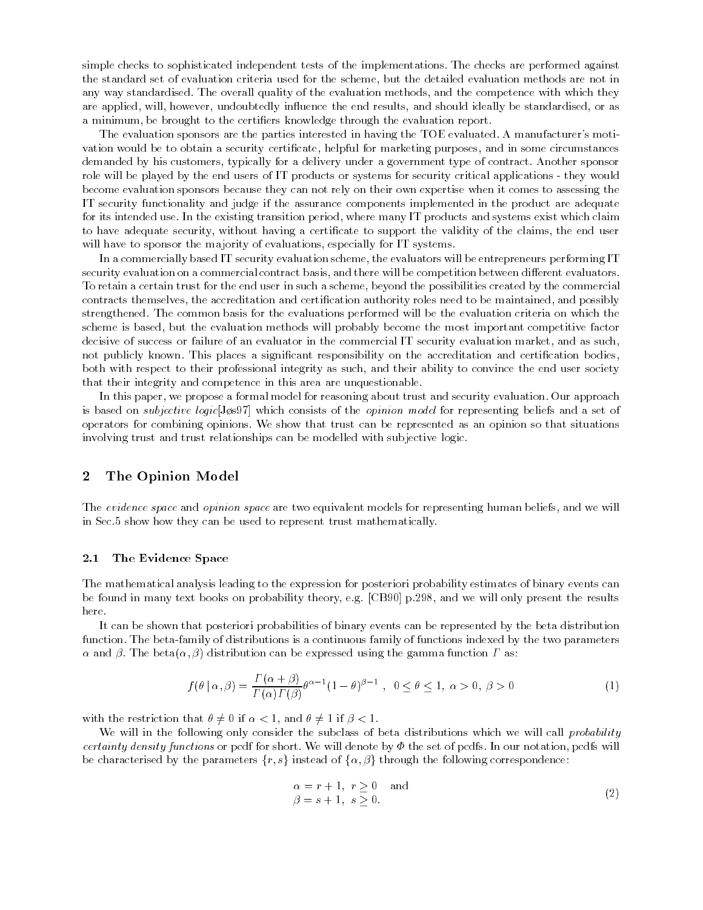simple checks to sophisticated independent tests of the implementations. The checks are performed against the standard set of evaluation criteria used for the scheme, but the detailed evaluation methods are not in any way standardised. The overall quality of the evaluation methods, and the competence with which they are applied, will, however, undoubtedly influence the end results, and should ideally be standardised, or as a minimum, be brought to the certifiers knowledge through the evaluation report.

The evaluation sponsors are the parties interested in having the TOE evaluated. A manufacturer's motivation would be to obtain a security certificate, helpful for marketing purposes, and in some circumstances demanded by his customers, typically for a delivery under a government type of contract. Another sponsor role will be played by the end users of IT products or systems for security critical applications - they would become evaluation sponsors because they can not rely on their own expertise when it comes to assessing the IT security functionality and judge if the assurance components implemented in the product are adequate for its intended use. In the existing transition period, where many IT products and systems exist which claim to have adequate security, without having a certificate to support the validity of the claims, the end user will have to sponsor the majority of evaluations, especially for IT systems.

In a commercially based IT security evaluation scheme, the evaluators will be entrepreneurs performing IT security evaluation on a commercial contract basis, and there will be competition between different evaluators. To retain a certain trust for the end user in such a scheme, beyond the possibilities created by the commercial contracts themselves, the accreditation and certification authority roles need to be maintained, and possibly strengthened. The common basis for the evaluations performed will be the evaluation criteria on which the scheme is based, but the evaluation methods will probably become the most important competitive factor decisive of success or failure of an evaluator in the commercial IT security evaluation market, and as such, not publicly known. This places a significant responsibility on the accreditation and certification bodies, both with respect to their professional integrity as such, and their ability to convince the end user society that their integrity and competence in this area are unquestionable.

In this paper, we propose a formal model for reasoning about trust and security evaluation. Our approach is based on *subjective logic*[Jøs97] which consists of the *opinion model* for representing beliefs and a set of operators for combining opinions. We show that trust can be represented as an opinion so that situations involving trust and trust relationships can be modelled with subjective logic.

## 2 The Opinion Model

The *evidence space* and *opinion space* are two equivalent models for representing human beliefs, and we will in Sec.5 show how they can be used to represent trust mathematically.

### 2.1 The Evidence Space

The mathematical analysis leading to the expression for posteriori probability estimates of binary events can be found in many text books on probability theory, e.g. [CB90] p.298, and we will only present the results here.

It can be shown that posteriori probabilities of binary events can be represented by the beta distribution function. The beta-family of distributions is a continuous family of functions indexed by the two parameters $\alpha$ and $\beta$. The beta$(\alpha, \beta)$ distribution can be expressed using the gamma function $\Gamma$ as:

$$f(\theta \mid \alpha, \beta) = \frac{\Gamma(\alpha + \beta)}{\Gamma(\alpha)\Gamma(\beta)} \theta^{\alpha - 1}(1 - \theta)^{\beta - 1} \ , \ \ 0 \leq \theta \leq 1, \ \alpha > 0, \ \beta > 0 \tag{1}$$

with the restriction that $\theta \neq 0$ if $\alpha < 1$, and $\theta \neq 1$ if $\beta < 1$.

We will in the following only consider the subclass of beta distributions which we will call *probability certainty density functions* or pcdf for short. We will denote by $\Phi$ the set of pcdfs. In our notation, pcdfs will be characterised by the parameters $\{r, s\}$ instead of $\{\alpha, \beta\}$ through the following correspondence:

$$\begin{array}{l} \alpha = r + 1, \ \ r \geq 0 \quad \text{and} \\ \beta = s + 1, \ \ s \geq 0. \end{array} \tag{2}$$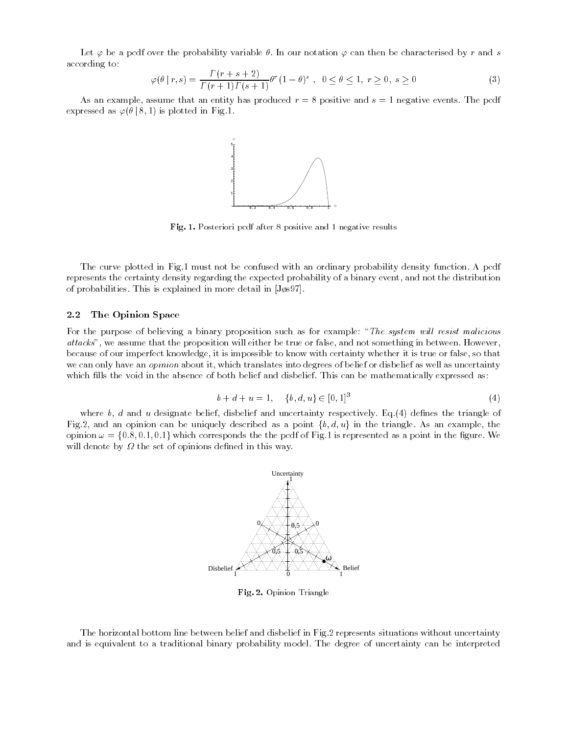Let $\varphi$ be a pcdf over the probability variable $\theta$. In our notation $\varphi$ can then be characterised by $r$ and $s$ according to:

$$\varphi(\theta \mid r, s) = \frac{\Gamma(r+s+2)}{\Gamma(r+1)\Gamma(s+1)}\theta^r(1-\theta)^s \ , \quad 0 \leq \theta \leq 1, \ r \geq 0, \ s \geq 0 \tag{3}$$

As an example, assume that an entity has produced $r = 8$ positive and $s = 1$ negative events. The pcdf expressed as $\varphi(\theta \mid 8, 1)$ is plotted in Fig.1.

**Fig. 1.** Posteriori pcdf after 8 positive and 1 negative results

The curve plotted in Fig.1 must not be confused with an ordinary probability density function. A pcdf represents the certainty density regarding the expected probability of a binary event, and not the distribution of probabilities. This is explained in more detail in [Jøs97].

### 2.2 The Opinion Space

For the purpose of believing a binary proposition such as for example: "*The system will resist malicious attacks*", we assume that the proposition will either be true or false, and not something in between. However, because of our imperfect knowledge, it is impossible to know with certainty whether it is true or false, so that we can only have an *opinion* about it, which translates into degrees of belief or disbelief as well as uncertainty which fills the void in the absence of both belief and disbelief. This can be mathematically expressed as:

$$b + d + u = 1, \quad \{b, d, u\} \in [0, 1]^3 \tag{4}$$

where $b$, $d$ and $u$ designate belief, disbelief and uncertainty respectively. Eq.(4) defines the triangle of Fig.2, and an opinion can be uniquely described as a point $\{b, d, u\}$ in the triangle. As an example, the opinion $\omega = \{0.8, 0.1, 0.1\}$ which corresponds the the pcdf of Fig.1 is represented as a point in the figure. We will denote by $\Omega$ the set of opinions defined in this way.

**Fig. 2.** Opinion Triangle

The horizontal bottom line between belief and disbelief in Fig.2 represents situations without uncertainty and is equivalent to a traditional binary probability model. The degree of uncertainty can be interpreted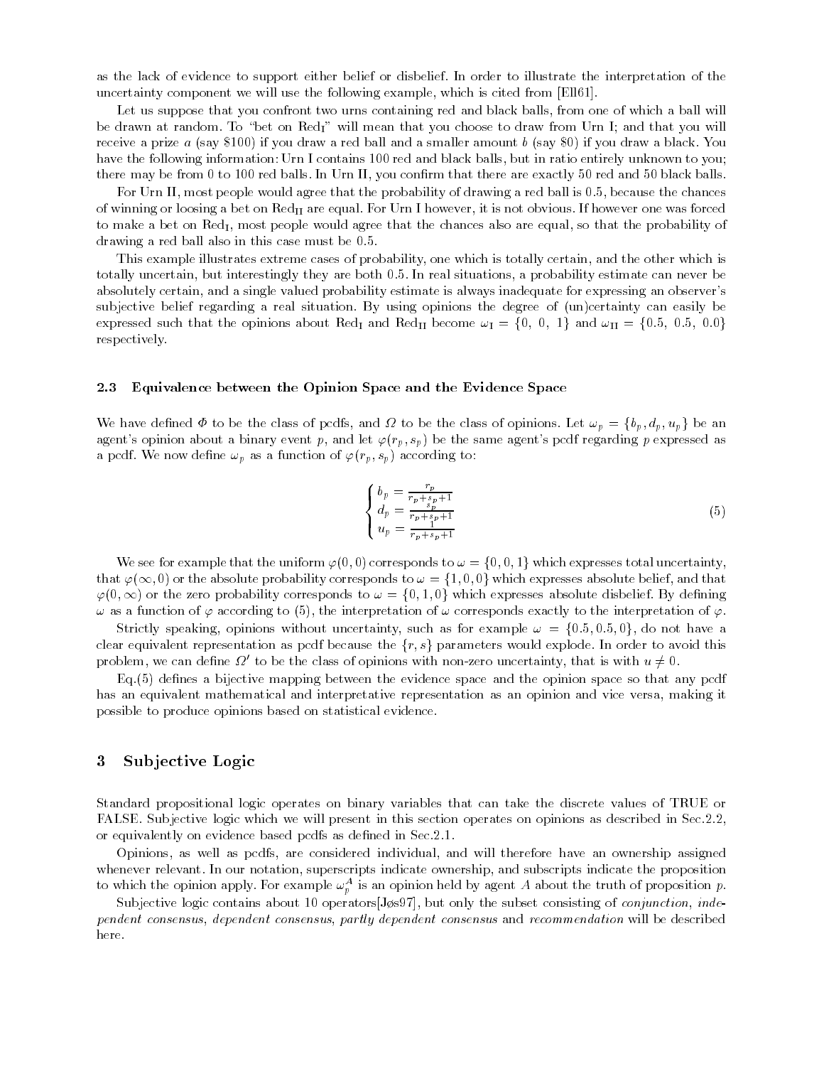as the lack of evidence to support either belief or disbelief. In order to illustrate the interpretation of the uncertainty component we will use the following example, which is cited from [Ell61].

Let us suppose that you confront two urns containing red and black balls, from one of which a ball will be drawn at random. To "bet on $\text{Red}_{\text{I}}$" will mean that you choose to draw from Urn I; and that you will receive a prize $a$ (say \$100) if you draw a red ball and a smaller amount $b$ (say \$0) if you draw a black. You have the following information: Urn I contains 100 red and black balls, but in ratio entirely unknown to you; there may be from 0 to 100 red balls. In Urn II, you confirm that there are exactly 50 red and 50 black balls.

For Urn II, most people would agree that the probability of drawing a red ball is 0.5, because the chances of winning or loosing a bet on $\text{Red}_{\text{II}}$ are equal. For Urn I however, it is not obvious. If however one was forced to make a bet on $\text{Red}_{\text{I}}$, most people would agree that the chances also are equal, so that the probability of drawing a red ball also in this case must be 0.5.

This example illustrates extreme cases of probability, one which is totally certain, and the other which is totally uncertain, but interestingly they are both 0.5. In real situations, a probability estimate can never be absolutely certain, and a single valued probability estimate is always inadequate for expressing an observer's subjective belief regarding a real situation. By using opinions the degree of (un)certainty can easily be expressed such that the opinions about $\text{Red}_{\text{I}}$ and $\text{Red}_{\text{II}}$ become $\omega_{\text{I}} = \{0,\ 0,\ 1\}$ and $\omega_{\text{II}} = \{0.5,\ 0.5,\ 0.0\}$ respectively.

### 2.3 Equivalence between the Opinion Space and the Evidence Space

We have defined $\Phi$ to be the class of pcdfs, and $\Omega$ to be the class of opinions. Let $\omega_p = \{b_p, d_p, u_p\}$ be an agent's opinion about a binary event $p$, and let $\varphi(r_p, s_p)$ be the same agent's pcdf regarding $p$ expressed as a pcdf. We now define $\omega_p$ as a function of $\varphi(r_p, s_p)$ according to:

$$\begin{cases} b_p = \frac{r_p}{r_p + s_p + 1} \\ d_p = \frac{s_p}{r_p + s_p + 1} \\ u_p = \frac{1}{r_p + s_p + 1} \end{cases} \tag{5}$$

We see for example that the uniform $\varphi(0, 0)$ corresponds to $\omega = \{0, 0, 1\}$ which expresses total uncertainty, that $\varphi(\infty, 0)$ or the absolute probability corresponds to $\omega = \{1, 0, 0\}$ which expresses absolute belief, and that $\varphi(0, \infty)$ or the zero probability corresponds to $\omega = \{0, 1, 0\}$ which expresses absolute disbelief. By defining $\omega$ as a function of $\varphi$ according to (5), the interpretation of $\omega$ corresponds exactly to the interpretation of $\varphi$.

Strictly speaking, opinions without uncertainty, such as for example $\omega = \{0.5, 0.5, 0\}$, do not have a clear equivalent representation as pcdf because the $\{r, s\}$ parameters would explode. In order to avoid this problem, we can define $\Omega'$ to be the class of opinions with non-zero uncertainty, that is with $u \neq 0$.

Eq.(5) defines a bijective mapping between the evidence space and the opinion space so that any pcdf has an equivalent mathematical and interpretative representation as an opinion and vice versa, making it possible to produce opinions based on statistical evidence.

## 3 Subjective Logic

Standard propositional logic operates on binary variables that can take the discrete values of TRUE or FALSE. Subjective logic which we will present in this section operates on opinions as described in Sec.2.2, or equivalently on evidence based pcdfs as defined in Sec.2.1.

Opinions, as well as pcdfs, are considered individual, and will therefore have an ownership assigned whenever relevant. In our notation, superscripts indicate ownership, and subscripts indicate the proposition to which the opinion apply. For example $\omega_p^A$ is an opinion held by agent $A$ about the truth of proposition $p$.

Subjective logic contains about 10 operators[Jøs97], but only the subset consisting of *conjunction*, *independent consensus*, *dependent consensus*, *partly dependent consensus* and *recommendation* will be described here.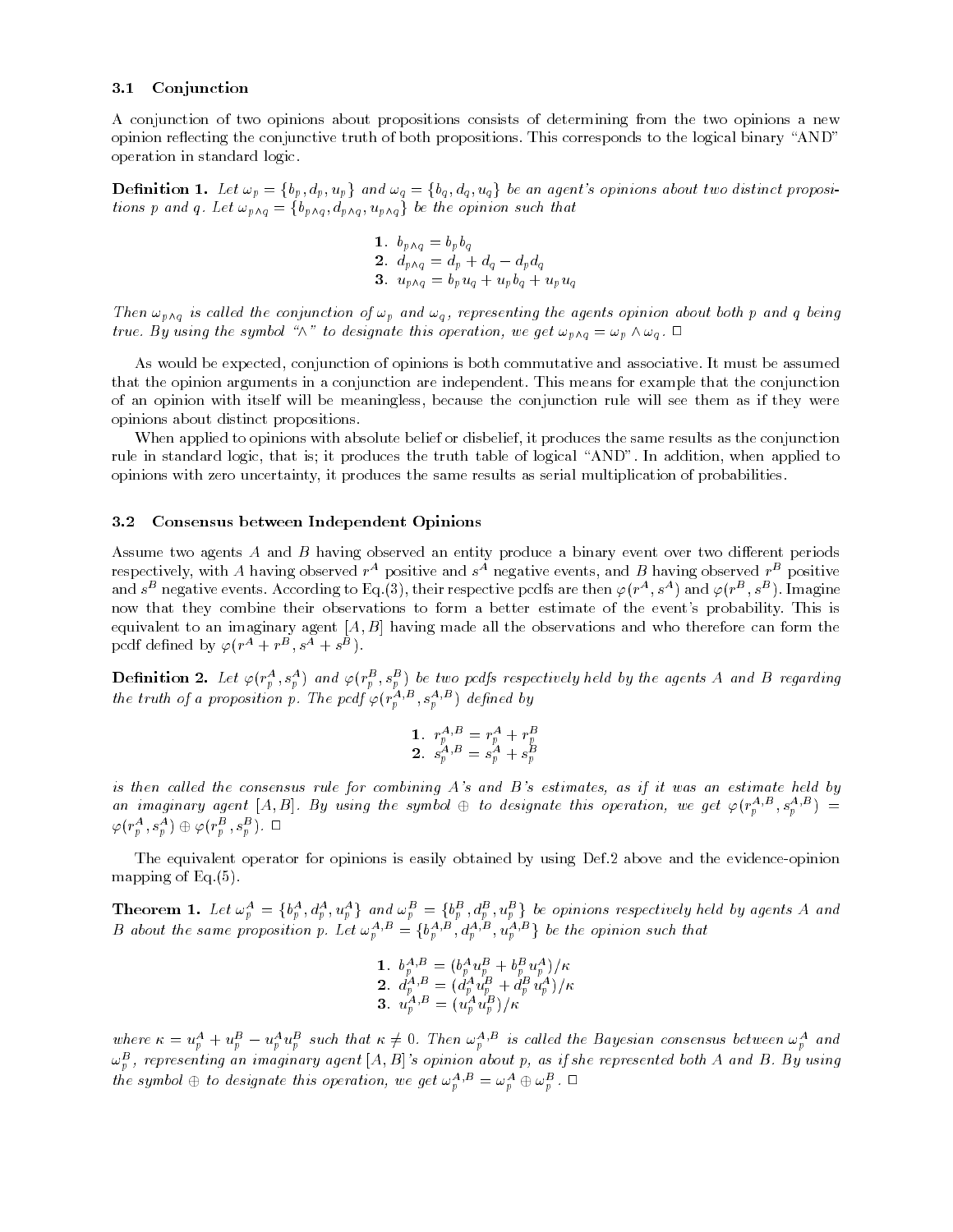### 3.1 Conjunction

A conjunction of two opinions about propositions consists of determining from the two opinions a new opinion reflecting the conjunctive truth of both propositions. This corresponds to the logical binary "AND" operation in standard logic.

**Definition 1.** *Let $\omega_p = \{b_p, d_p, u_p\}$ and $\omega_q = \{b_q, d_q, u_q\}$ be an agent's opinions about two distinct propositions $p$ and $q$. Let $\omega_{p\wedge q} = \{b_{p\wedge q}, d_{p\wedge q}, u_{p\wedge q}\}$ be the opinion such that*

$$
\begin{aligned}
&\mathbf{1.}\ b_{p\wedge q} = b_p b_q \\
&\mathbf{2.}\ d_{p\wedge q} = d_p + d_q - d_p d_q \\
&\mathbf{3.}\ u_{p\wedge q} = b_p u_q + u_p b_q + u_p u_q
\end{aligned}
$$

*Then $\omega_{p\wedge q}$ is called the conjunction of $\omega_p$ and $\omega_q$, representing the agents opinion about both $p$ and $q$ being true. By using the symbol "$\wedge$" to designate this operation, we get $\omega_{p\wedge q} = \omega_p \wedge \omega_q$.* □

As would be expected, conjunction of opinions is both commutative and associative. It must be assumed that the opinion arguments in a conjunction are independent. This means for example that the conjunction of an opinion with itself will be meaningless, because the conjunction rule will see them as if they were opinions about distinct propositions.

When applied to opinions with absolute belief or disbelief, it produces the same results as the conjunction rule in standard logic, that is; it produces the truth table of logical "AND". In addition, when applied to opinions with zero uncertainty, it produces the same results as serial multiplication of probabilities.

### 3.2 Consensus between Independent Opinions

Assume two agents $A$ and $B$ having observed an entity produce a binary event over two different periods respectively, with $A$ having observed $r^A$ positive and $s^A$ negative events, and $B$ having observed $r^B$ positive and $s^B$ negative events. According to Eq.(3), their respective pcdfs are then $\varphi(r^A, s^A)$ and $\varphi(r^B, s^B)$. Imagine now that they combine their observations to form a better estimate of the event's probability. This is equivalent to an imaginary agent $[A, B]$ having made all the observations and who therefore can form the pcdf defined by $\varphi(r^A + r^B, s^A + s^B)$.

**Definition 2.** *Let $\varphi(r_p^A, s_p^A)$ and $\varphi(r_p^B, s_p^B)$ be two pcdfs respectively held by the agents $A$ and $B$ regarding the truth of a proposition $p$. The pcdf $\varphi(r_p^{A,B}, s_p^{A,B})$ defined by*

$$
\begin{aligned}
&\mathbf{1.}\ r_p^{A,B} = r_p^A + r_p^B \\
&\mathbf{2.}\ s_p^{A,B} = s_p^A + s_p^B
\end{aligned}
$$

*is then called the consensus rule for combining $A$'s and $B$'s estimates, as if it was an estimate held by an imaginary agent $[A, B]$. By using the symbol $\oplus$ to designate this operation, we get $\varphi(r_p^{A,B}, s_p^{A,B}) = \varphi(r_p^A, s_p^A) \oplus \varphi(r_p^B, s_p^B)$.* □

The equivalent operator for opinions is easily obtained by using Def.2 above and the evidence-opinion mapping of Eq.(5).

**Theorem 1.** *Let $\omega_p^A = \{b_p^A, d_p^A, u_p^A\}$ and $\omega_p^B = \{b_p^B, d_p^B, u_p^B\}$ be opinions respectively held by agents $A$ and $B$ about the same proposition $p$. Let $\omega_p^{A,B} = \{b_p^{A,B}, d_p^{A,B}, u_p^{A,B}\}$ be the opinion such that*

$$
\begin{aligned}
&\mathbf{1.}\ b_p^{A,B} = (b_p^A u_p^B + b_p^B u_p^A)/\kappa \\
&\mathbf{2.}\ d_p^{A,B} = (d_p^A u_p^B + d_p^B u_p^A)/\kappa \\
&\mathbf{3.}\ u_p^{A,B} = (u_p^A u_p^B)/\kappa
\end{aligned}
$$

*where $\kappa = u_p^A + u_p^B - u_p^A u_p^B$ such that $\kappa \neq 0$. Then $\omega_p^{A,B}$ is called the Bayesian consensus between $\omega_p^A$ and $\omega_p^B$, representing an imaginary agent $[A, B]$'s opinion about $p$, as if she represented both $A$ and $B$. By using the symbol $\oplus$ to designate this operation, we get $\omega_p^{A,B} = \omega_p^A \oplus \omega_p^B$.* □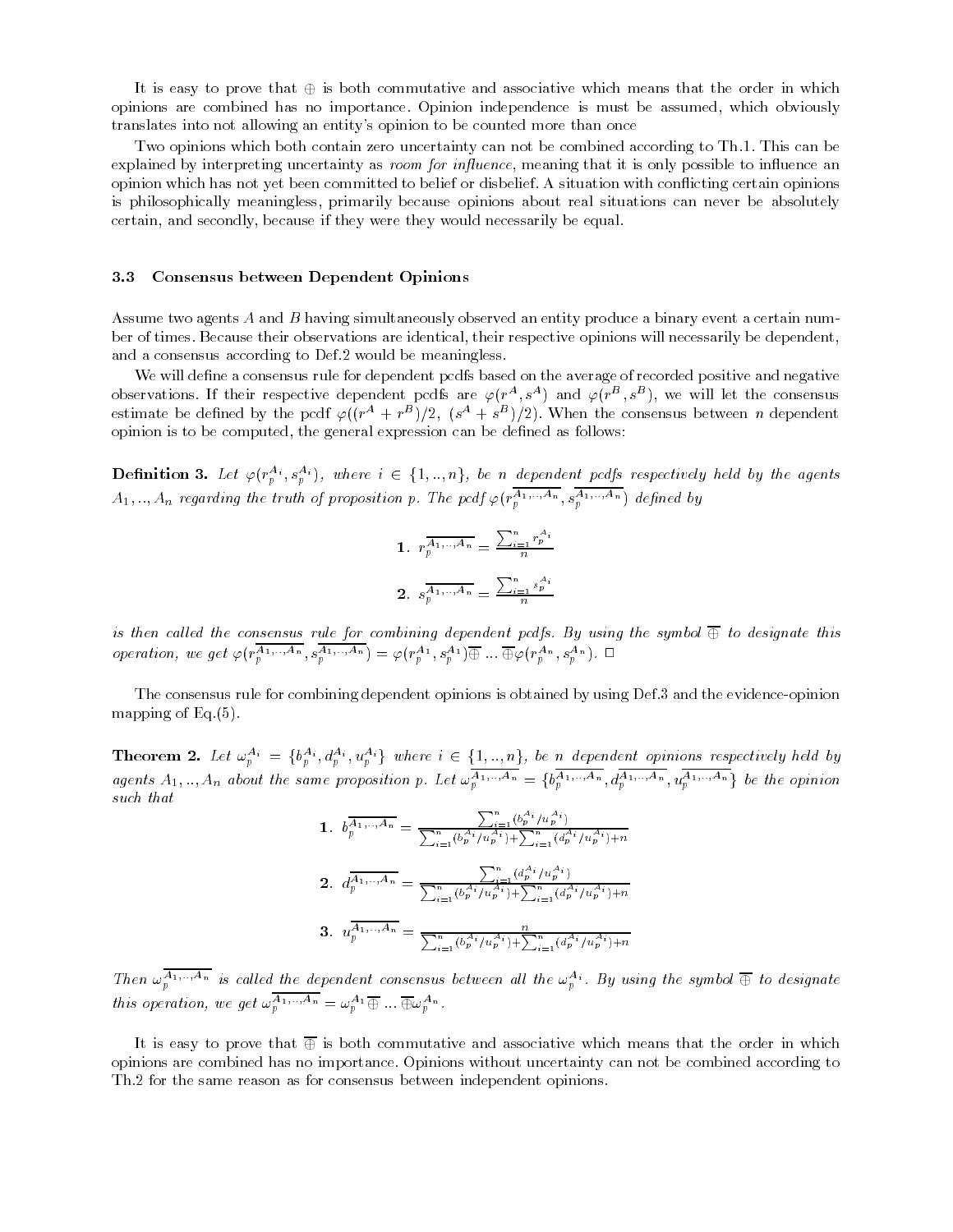It is easy to prove that $\oplus$ is both commutative and associative which means that the order in which opinions are combined has no importance. Opinion independence is must be assumed, which obviously translates into not allowing an entity's opinion to be counted more than once

Two opinions which both contain zero uncertainty can not be combined according to Th.1. This can be explained by interpreting uncertainty as *room for influence*, meaning that it is only possible to influence an opinion which has not yet been committed to belief or disbelief. A situation with conflicting certain opinions is philosophically meaningless, primarily because opinions about real situations can never be absolutely certain, and secondly, because if they were they would necessarily be equal.

### 3.3 Consensus between Dependent Opinions

Assume two agents $A$ and $B$ having simultaneously observed an entity produce a binary event a certain number of times. Because their observations are identical, their respective opinions will necessarily be dependent, and a consensus according to Def.2 would be meaningless.

We will define a consensus rule for dependent pcdfs based on the average of recorded positive and negative observations. If their respective dependent pcdfs are $\varphi(r^A, s^A)$ and $\varphi(r^B, s^B)$, we will let the consensus estimate be defined by the pcdf $\varphi((r^A + r^B)/2,\ (s^A + s^B)/2)$. When the consensus between $n$ dependent opinion is to be computed, the general expression can be defined as follows:

**Definition 3.** *Let $\varphi(r_p^{A_i}, s_p^{A_i})$, where $i \in \{1,..,n\}$, be $n$ dependent pcdfs respectively held by the agents $A_1,..,A_n$ regarding the truth of proposition $p$. The pcdf $\varphi(r_p^{\overline{A_1,..,A_n}}, s_p^{\overline{A_1,..,A_n}})$ defined by*

1. $r_p^{\overline{A_1,..,A_n}} = \frac{\sum_{i=1}^{n} r_p^{A_i}}{n}$

2. $s_p^{\overline{A_1,..,A_n}} = \frac{\sum_{i=1}^{n} s_p^{A_i}}{n}$

*is then called the consensus rule for combining dependent pcdfs. By using the symbol $\overline{\oplus}$ to designate this operation, we get $\varphi(r_p^{\overline{A_1,..,A_n}}, s_p^{\overline{A_1,..,A_n}}) = \varphi(r_p^{A_1}, s_p^{A_1})\overline{\oplus}\ ...\ \overline{\oplus}\varphi(r_p^{A_n}, s_p^{A_n})$.* □

The consensus rule for combining dependent opinions is obtained by using Def.3 and the evidence-opinion mapping of Eq.(5).

**Theorem 2.** *Let $\omega_p^{A_i} = \{b_p^{A_i}, d_p^{A_i}, u_p^{A_i}\}$ where $i \in \{1,..,n\}$, be $n$ dependent opinions respectively held by agents $A_1,..,A_n$ about the same proposition $p$. Let $\omega_p^{\overline{A_1,..,A_n}} = \{b_p^{\overline{A_1,..,A_n}}, d_p^{\overline{A_1,..,A_n}}, u_p^{\overline{A_1,..,A_n}}\}$ be the opinion such that*

1. $b_p^{\overline{A_1,..,A_n}} = \frac{\sum_{i=1}^{n}(b_p^{A_i}/u_p^{A_i})}{\sum_{i=1}^{n}(b_p^{A_i}/u_p^{A_i}) + \sum_{i=1}^{n}(d_p^{A_i}/u_p^{A_i}) + n}$

2. $d_p^{\overline{A_1,..,A_n}} = \frac{\sum_{i=1}^{n}(d_p^{A_i}/u_p^{A_i})}{\sum_{i=1}^{n}(b_p^{A_i}/u_p^{A_i}) + \sum_{i=1}^{n}(d_p^{A_i}/u_p^{A_i}) + n}$

3. $u_p^{\overline{A_1,..,A_n}} = \frac{n}{\sum_{i=1}^{n}(b_p^{A_i}/u_p^{A_i}) + \sum_{i=1}^{n}(d_p^{A_i}/u_p^{A_i}) + n}$

*Then $\omega_p^{\overline{A_1,..,A_n}}$ is called the dependent consensus between all the $\omega_p^{A_i}$. By using the symbol $\overline{\oplus}$ to designate this operation, we get $\omega_p^{\overline{A_1,..,A_n}} = \omega_p^{A_1}\overline{\oplus}\ ...\ \overline{\oplus}\omega_p^{A_n}$.*

It is easy to prove that $\overline{\oplus}$ is both commutative and associative which means that the order in which opinions are combined has no importance. Opinions without uncertainty can not be combined according to Th.2 for the same reason as for consensus between independent opinions.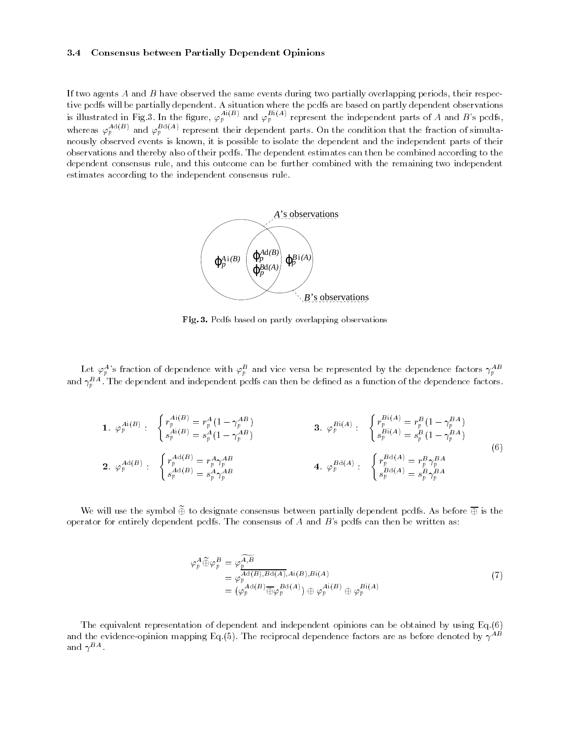### 3.4 Consensus between Partially Dependent Opinions

If two agents $A$ and $B$ have observed the same events during two partially overlapping periods, their respective pcdfs will be partially dependent. A situation where the pcdfs are based on partly dependent observations is illustrated in Fig.3. In the figure, $\varphi_p^{A\mathrm{i}(B)}$ and $\varphi_p^{B\mathrm{i}(A)}$ represent the independent parts of $A$ and $B$'s pcdfs, whereas $\varphi_p^{A\mathrm{d}(B)}$ and $\varphi_p^{B\mathrm{d}(A)}$ represent their dependent parts. On the condition that the fraction of simultaneously observed events is known, it is possible to isolate the dependent and the independent parts of their observations and thereby also of their pcdfs. The dependent estimates can then be combined according to the dependent consensus rule, and this outcome can be further combined with the remaining two independent estimates according to the independent consensus rule.

**Fig. 3.** Pcdfs based on partly overlapping observations

Let $\varphi_p^A$'s fraction of dependence with $\varphi_p^B$ and vice versa be represented by the dependence factors $\gamma_p^{AB}$ and $\gamma_p^{BA}$. The dependent and independent pcdfs can then be defined as a function of the dependence factors.

$$
\begin{array}{ll}
\mathbf{1.}\ \varphi_p^{A\mathrm{i}(B)}: \begin{cases} r_p^{A\mathrm{i}(B)} = r_p^A(1-\gamma_p^{AB}) \\ s_p^{A\mathrm{i}(B)} = s_p^A(1-\gamma_p^{AB}) \end{cases} & \mathbf{3.}\ \varphi_p^{B\mathrm{i}(A)}: \begin{cases} r_p^{B\mathrm{i}(A)} = r_p^B(1-\gamma_p^{BA}) \\ s_p^{B\mathrm{i}(A)} = s_p^B(1-\gamma_p^{BA}) \end{cases} \\
\mathbf{2.}\ \varphi_p^{A\mathrm{d}(B)}: \begin{cases} r_p^{A\mathrm{d}(B)} = r_p^A\gamma_p^{AB} \\ s_p^{A\mathrm{d}(B)} = s_p^A\gamma_p^{AB} \end{cases} & \mathbf{4.}\ \varphi_p^{B\mathrm{d}(A)}: \begin{cases} r_p^{B\mathrm{d}(A)} = r_p^B\gamma_p^{BA} \\ s_p^{B\mathrm{d}(A)} = s_p^B\gamma_p^{BA} \end{cases}
\end{array}
\qquad (6)
$$

We will use the symbol $\widetilde{\oplus}$ to designate consensus between partially dependent pcdfs. As before $\overline{\oplus}$ is the operator for entirely dependent pcdfs. The consensus of $A$ and $B$'s pcdfs can then be written as:

$$
\begin{aligned}
\varphi_p^A \widetilde{\oplus} \varphi_p^B &= \varphi_p^{\widetilde{A,B}} \\
&= \varphi_p^{\overline{A\mathrm{d}(B),B\mathrm{d}(A)},A\mathrm{i}(B),B\mathrm{i}(A)} \\
&= (\varphi_p^{A\mathrm{d}(B)} \overline{\oplus} \varphi_p^{B\mathrm{d}(A)}) \oplus \varphi_p^{A\mathrm{i}(B)} \oplus \varphi_p^{B\mathrm{i}(A)}
\end{aligned}
\qquad (7)
$$

The equivalent representation of dependent and independent opinions can be obtained by using Eq.(6) and the evidence-opinion mapping Eq.(5). The reciprocal dependence factors are as before denoted by $\gamma^{AB}$ and $\gamma^{BA}$.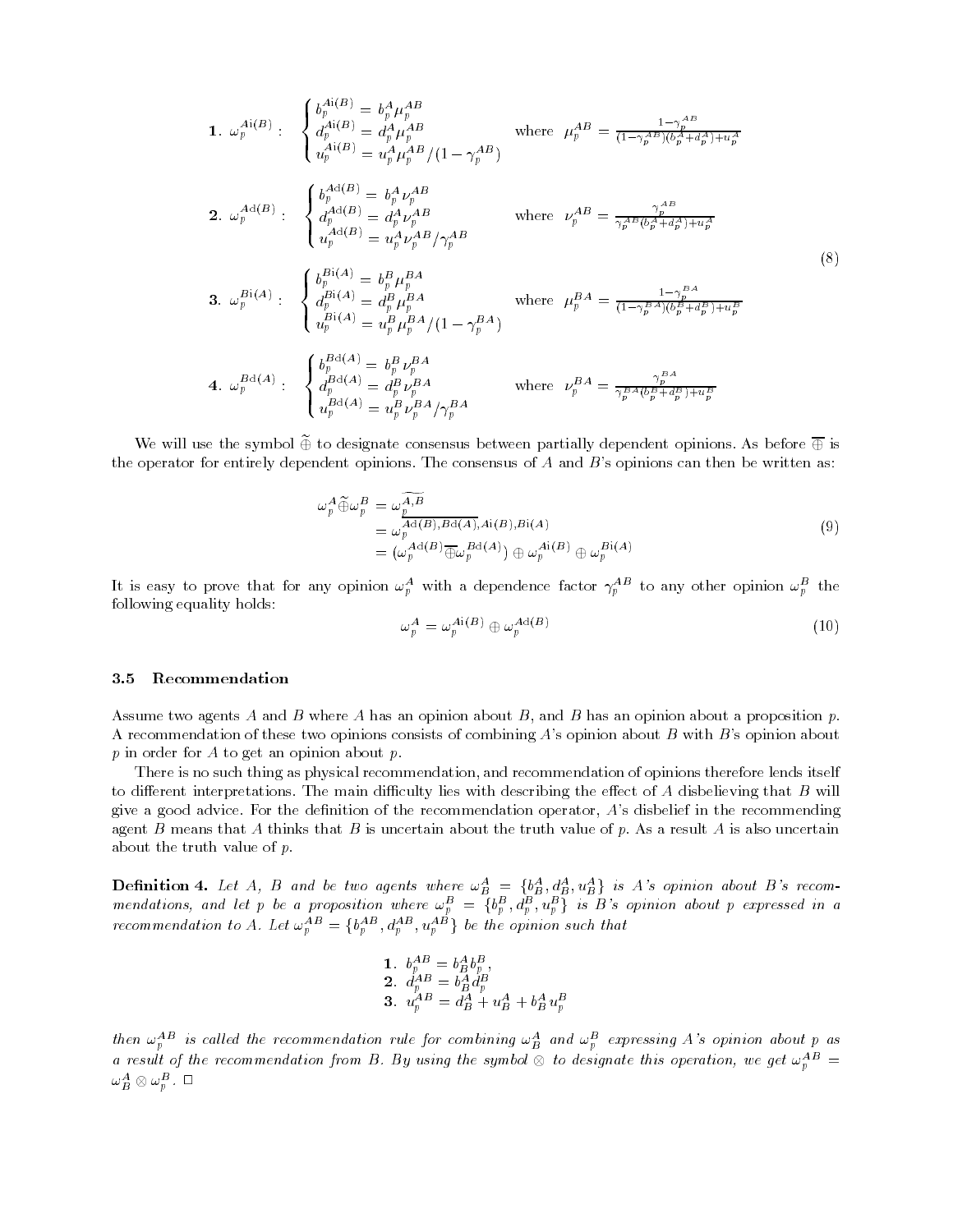$$
\begin{array}{lll}
\mathbf{1.}\ \omega_p^{A\mathrm{i}(B)}: & \begin{cases} b_p^{A\mathrm{i}(B)} = b_p^A \mu_p^{AB} \\ d_p^{A\mathrm{i}(B)} = d_p^A \mu_p^{AB} \\ u_p^{A\mathrm{i}(B)} = u_p^A \mu_p^{AB}/(1-\gamma_p^{AB}) \end{cases} & \text{where}\ \ \mu_p^{AB} = \frac{1-\gamma_p^{AB}}{(1-\gamma_p^{AB})(b_p^A+d_p^A)+u_p^A} \\
\mathbf{2.}\ \omega_p^{A\mathrm{d}(B)}: & \begin{cases} b_p^{A\mathrm{d}(B)} = b_p^A \nu_p^{AB} \\ d_p^{A\mathrm{d}(B)} = d_p^A \nu_p^{AB} \\ u_p^{A\mathrm{d}(B)} = u_p^A \nu_p^{AB}/\gamma_p^{AB} \end{cases} & \text{where}\ \ \nu_p^{AB} = \frac{\gamma_p^{AB}}{\gamma_p^{AB}(b_p^A+d_p^A)+u_p^A} \\
\mathbf{3.}\ \omega_p^{B\mathrm{i}(A)}: & \begin{cases} b_p^{B\mathrm{i}(A)} = b_p^B \mu_p^{BA} \\ d_p^{B\mathrm{i}(A)} = d_p^B \mu_p^{BA} \\ u_p^{B\mathrm{i}(A)} = u_p^B \mu_p^{BA}/(1-\gamma_p^{BA}) \end{cases} & \text{where}\ \ \mu_p^{BA} = \frac{1-\gamma_p^{BA}}{(1-\gamma_p^{BA})(b_p^B+d_p^B)+u_p^B} \\
\mathbf{4.}\ \omega_p^{B\mathrm{d}(A)}: & \begin{cases} b_p^{B\mathrm{d}(A)} = b_p^B \nu_p^{BA} \\ d_p^{B\mathrm{d}(A)} = d_p^B \nu_p^{BA} \\ u_p^{B\mathrm{d}(A)} = u_p^B \nu_p^{BA}/\gamma_p^{BA} \end{cases} & \text{where}\ \ \nu_p^{BA} = \frac{\gamma_p^{BA}}{\gamma_p^{BA}(b_p^B+d_p^B)+u_p^B}
\end{array}
\tag{8}
$$

We will use the symbol $\widetilde{\oplus}$ to designate consensus between partially dependent opinions. As before $\overline{\oplus}$ is the operator for entirely dependent opinions. The consensus of $A$ and $B$'s opinions can then be written as:

$$
\begin{aligned}
\omega_p^A \widetilde{\oplus} \omega_p^B &= \omega_p^{\widetilde{A,B}} \\
&= \omega_p^{\underline{A\mathrm{d}(B),B\mathrm{d}(A)},A\mathrm{i}(B),B\mathrm{i}(A)} \\
&= (\omega_p^{A\mathrm{d}(B)} \overline{\oplus} \omega_p^{B\mathrm{d}(A)}) \oplus \omega_p^{A\mathrm{i}(B)} \oplus \omega_p^{B\mathrm{i}(A)}
\end{aligned}
\tag{9}
$$

It is easy to prove that for any opinion $\omega_p^A$ with a dependence factor $\gamma_p^{AB}$ to any other opinion $\omega_p^B$ the following equality holds:

$$
\omega_p^A = \omega_p^{A\mathrm{i}(B)} \oplus \omega_p^{A\mathrm{d}(B)} \tag{10}
$$

### 3.5 Recommendation

Assume two agents $A$ and $B$ where $A$ has an opinion about $B$, and $B$ has an opinion about a proposition $p$. A recommendation of these two opinions consists of combining $A$'s opinion about $B$ with $B$'s opinion about $p$ in order for $A$ to get an opinion about $p$.

There is no such thing as physical recommendation, and recommendation of opinions therefore lends itself to different interpretations. The main difficulty lies with describing the effect of $A$ disbelieving that $B$ will give a good advice. For the definition of the recommendation operator, $A$'s disbelief in the recommending agent $B$ means that $A$ thinks that $B$ is uncertain about the truth value of $p$. As a result $A$ is also uncertain about the truth value of $p$.

**Definition 4.** *Let $A$, $B$ and be two agents where $\omega_B^A = \{b_B^A, d_B^A, u_B^A\}$ is $A$'s opinion about $B$'s recommendations, and let $p$ be a proposition where $\omega_p^B = \{b_p^B, d_p^B, u_p^B\}$ is $B$'s opinion about $p$ expressed in a recommendation to $A$. Let $\omega_p^{AB} = \{b_p^{AB}, d_p^{AB}, u_p^{AB}\}$ be the opinion such that*

$$
\begin{array}{l}
\mathbf{1.}\ b_p^{AB} = b_B^A b_p^B, \\
\mathbf{2.}\ d_p^{AB} = b_B^A d_p^B \\
\mathbf{3.}\ u_p^{AB} = d_B^A + u_B^A + b_B^A u_p^B
\end{array}
$$

*then $\omega_p^{AB}$ is called the recommendation rule for combining $\omega_B^A$ and $\omega_p^B$ expressing $A$'s opinion about $p$ as a result of the recommendation from $B$. By using the symbol $\otimes$ to designate this operation, we get $\omega_p^{AB} = \omega_B^A \otimes \omega_p^B$.* □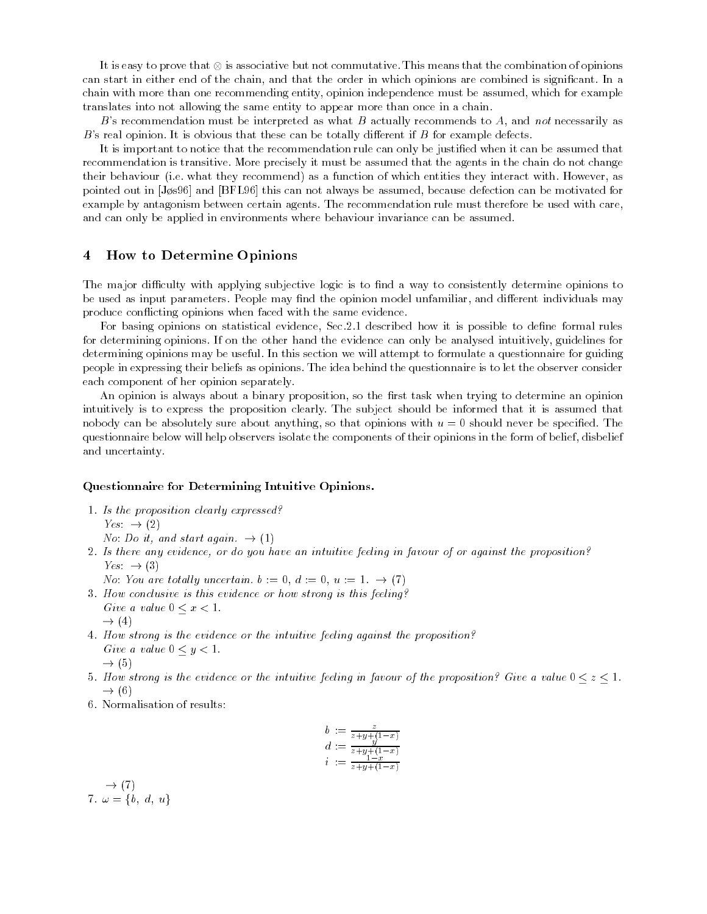It is easy to prove that $\otimes$ is associative but not commutative. This means that the combination of opinions can start in either end of the chain, and that the order in which opinions are combined is significant. In a chain with more than one recommending entity, opinion independence must be assumed, which for example translates into not allowing the same entity to appear more than once in a chain.

$B$'s recommendation must be interpreted as what $B$ actually recommends to $A$, and *not* necessarily as $B$'s real opinion. It is obvious that these can be totally different if $B$ for example defects.

It is important to notice that the recommendation rule can only be justified when it can be assumed that recommendation is transitive. More precisely it must be assumed that the agents in the chain do not change their behaviour (i.e. what they recommend) as a function of which entities they interact with. However, as pointed out in [Jøs96] and [BFL96] this can not always be assumed, because defection can be motivated for example by antagonism between certain agents. The recommendation rule must therefore be used with care, and can only be applied in environments where behaviour invariance can be assumed.

## 4 How to Determine Opinions

The major difficulty with applying subjective logic is to find a way to consistently determine opinions to be used as input parameters. People may find the opinion model unfamiliar, and different individuals may produce conflicting opinions when faced with the same evidence.

For basing opinions on statistical evidence, Sec.2.1 described how it is possible to define formal rules for determining opinions. If on the other hand the evidence can only be analysed intuitively, guidelines for determining opinions may be useful. In this section we will attempt to formulate a questionnaire for guiding people in expressing their beliefs as opinions. The idea behind the questionnaire is to let the observer consider each component of her opinion separately.

An opinion is always about a binary proposition, so the first task when trying to determine an opinion intuitively is to express the proposition clearly. The subject should be informed that it is assumed that nobody can be absolutely sure about anything, so that opinions with $u = 0$ should never be specified. The questionnaire below will help observers isolate the components of their opinions in the form of belief, disbelief and uncertainty.

**Questionnaire for Determining Intuitive Opinions.**

1. *Is the proposition clearly expressed?*
   *Yes*: $\to$ (2)
   *No*: *Do it, and start again.* $\to$ (1)
2. *Is there any evidence, or do you have an intuitive feeling in favour of or against the proposition?*
   *Yes*: $\to$ (3)
   *No*: *You are totally uncertain.* $b := 0,\ d := 0,\ u := 1.$ $\to$ (7)
3. *How conclusive is this evidence or how strong is this feeling?*
   *Give a value* $0 \leq x < 1$.
   $\to$ (4)
4. *How strong is the evidence or the intuitive feeling against the proposition?*
   *Give a value* $0 \leq y < 1$.
   $\to$ (5)
5. *How strong is the evidence or the intuitive feeling in favour of the proposition? Give a value* $0 \leq z \leq 1$.
   $\to$ (6)
6. Normalisation of results:

$$
\begin{aligned}
b &:= \frac{z}{z+y+(1-x)}\\
d &:= \frac{y}{z+y+(1-x)}\\
i &:= \frac{1-x}{z+y+(1-x)}
\end{aligned}
$$

   $\to$ (7)
7. $\omega = \{b,\ d,\ u\}$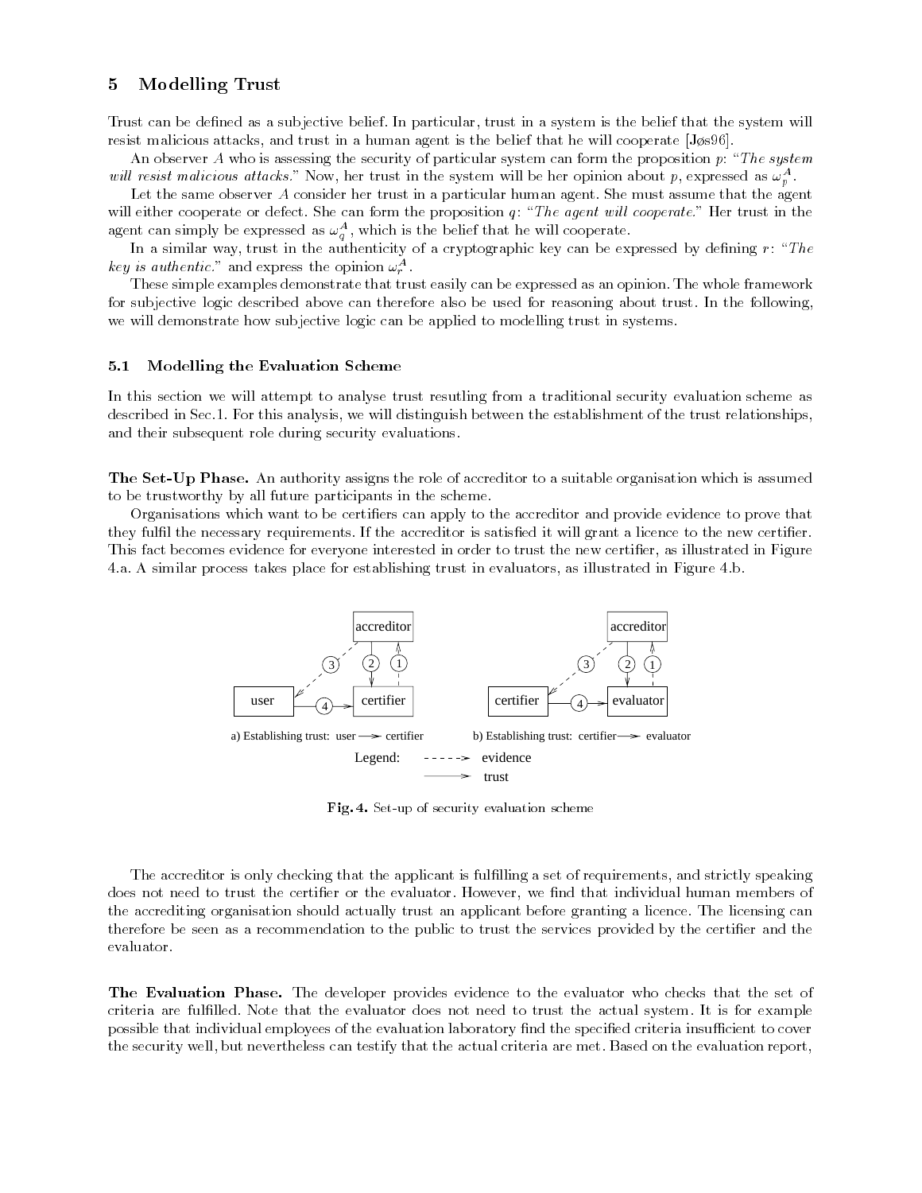## 5 Modelling Trust

Trust can be defined as a subjective belief. In particular, trust in a system is the belief that the system will resist malicious attacks, and trust in a human agent is the belief that he will cooperate [Jøs96].

An observer $A$ who is assessing the security of particular system can form the proposition $p$: "*The system will resist malicious attacks.*" Now, her trust in the system will be her opinion about $p$, expressed as $\omega_p^A$.

Let the same observer $A$ consider her trust in a particular human agent. She must assume that the agent will either cooperate or defect. She can form the proposition $q$: "*The agent will cooperate.*" Her trust in the agent can simply be expressed as $\omega_q^A$, which is the belief that he will cooperate.

In a similar way, trust in the authenticity of a cryptographic key can be expressed by defining $r$: "*The key is authentic.*" and express the opinion $\omega_r^A$.

These simple examples demonstrate that trust easily can be expressed as an opinion. The whole framework for subjective logic described above can therefore also be used for reasoning about trust. In the following, we will demonstrate how subjective logic can be applied to modelling trust in systems.

### 5.1 Modelling the Evaluation Scheme

In this section we will attempt to analyse trust resutling from a traditional security evaluation scheme as described in Sec.1. For this analysis, we will distinguish between the establishment of the trust relationships, and their subsequent role during security evaluations.

**The Set-Up Phase.** An authority assigns the role of accreditor to a suitable organisation which is assumed to be trustworthy by all future participants in the scheme.

Organisations which want to be certifiers can apply to the accreditor and provide evidence to prove that they fulfil the necessary requirements. If the accreditor is satisfied it will grant a licence to the new certifier. This fact becomes evidence for everyone interested in order to trust the new certifier, as illustrated in Figure 4.a. A similar process takes place for establishing trust in evaluators, as illustrated in Figure 4.b.

a) Establishing trust: user → certifier    b) Establishing trust: certifier → evaluator

Legend: - - - -> evidence; ——> trust

**Fig. 4.** Set-up of security evaluation scheme

The accreditor is only checking that the applicant is fulfilling a set of requirements, and strictly speaking does not need to trust the certifier or the evaluator. However, we find that individual human members of the accrediting organisation should actually trust an applicant before granting a licence. The licensing can therefore be seen as a recommendation to the public to trust the services provided by the certifier and the evaluator.

**The Evaluation Phase.** The developer provides evidence to the evaluator who checks that the set of criteria are fulfilled. Note that the evaluator does not need to trust the actual system. It is for example possible that individual employees of the evaluation laboratory find the specified criteria insufficient to cover the security well, but nevertheless can testify that the actual criteria are met. Based on the evaluation report,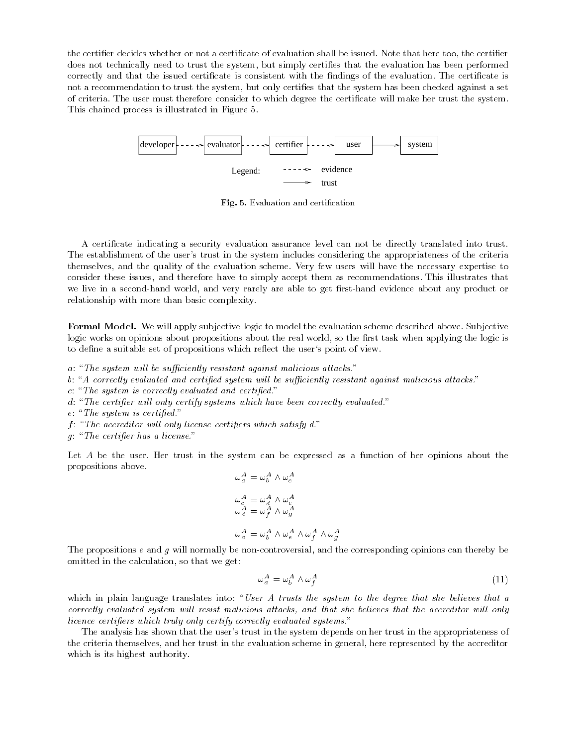the certifier decides whether or not a certificate of evaluation shall be issued. Note that here too, the certifier does not technically need to trust the system, but simply certifies that the evaluation has been performed correctly and that the issued certificate is consistent with the findings of the evaluation. The certificate is not a recommendation to trust the system, but only certifies that the system has been checked against a set of criteria. The user must therefore consider to which degree the certificate will make her trust the system. This chained process is illustrated in Figure 5.

developer - - -> evaluator - - -> certifier - - -> user ——> system

Legend: - - -> evidence, ——> trust

**Fig. 5.** Evaluation and certification

A certificate indicating a security evaluation assurance level can not be directly translated into trust. The establishment of the user's trust in the system includes considering the appropriateness of the criteria themselves, and the quality of the evaluation scheme. Very few users will have the necessary expertise to consider these issues, and therefore have to simply accept them as recommendations. This illustrates that we live in a second-hand world, and very rarely are able to get first-hand evidence about any product or relationship with more than basic complexity.

**Formal Model.** We will apply subjective logic to model the evaluation scheme described above. Subjective logic works on opinions about propositions about the real world, so the first task when applying the logic is to define a suitable set of propositions which reflect the user's point of view.

$a$: "*The system will be sufficiently resistant against malicious attacks.*"
$b$: "*A correctly evaluated and certified system will be sufficiently resistant against malicious attacks.*"
$c$: "*The system is correctly evaluated and certified.*"
$d$: "*The certifier will only certify systems which have been correctly evaluated.*"
$e$: "*The system is certified.*"
$f$: "*The accreditor will only license certifiers which satisfy d.*"
$g$: "*The certifier has a license.*"

Let $A$ be the user. Her trust in the system can be expressed as a function of her opinions about the propositions above.

$$\omega_a^A = \omega_b^A \wedge \omega_c^A$$

$$\omega_c^A = \omega_d^A \wedge \omega_e^A$$
$$\omega_d^A = \omega_f^A \wedge \omega_g^A$$

$$\omega_a^A = \omega_b^A \wedge \omega_e^A \wedge \omega_f^A \wedge \omega_g^A$$

The propositions $e$ and $g$ will normally be non-controversial, and the corresponding opinions can thereby be omitted in the calculation, so that we get:

$$\omega_a^A = \omega_b^A \wedge \omega_f^A \tag{11}$$

which in plain language translates into: "*User A trusts the system to the degree that she believes that a correctly evaluated system will resist malicious attacks, and that she believes that the accreditor will only licence certifiers which truly only certify correctly evaluated systems.*"

The analysis has shown that the user's trust in the system depends on her trust in the appropriateness of the criteria themselves, and her trust in the evaluation scheme in general, here represented by the accreditor which is its highest authority.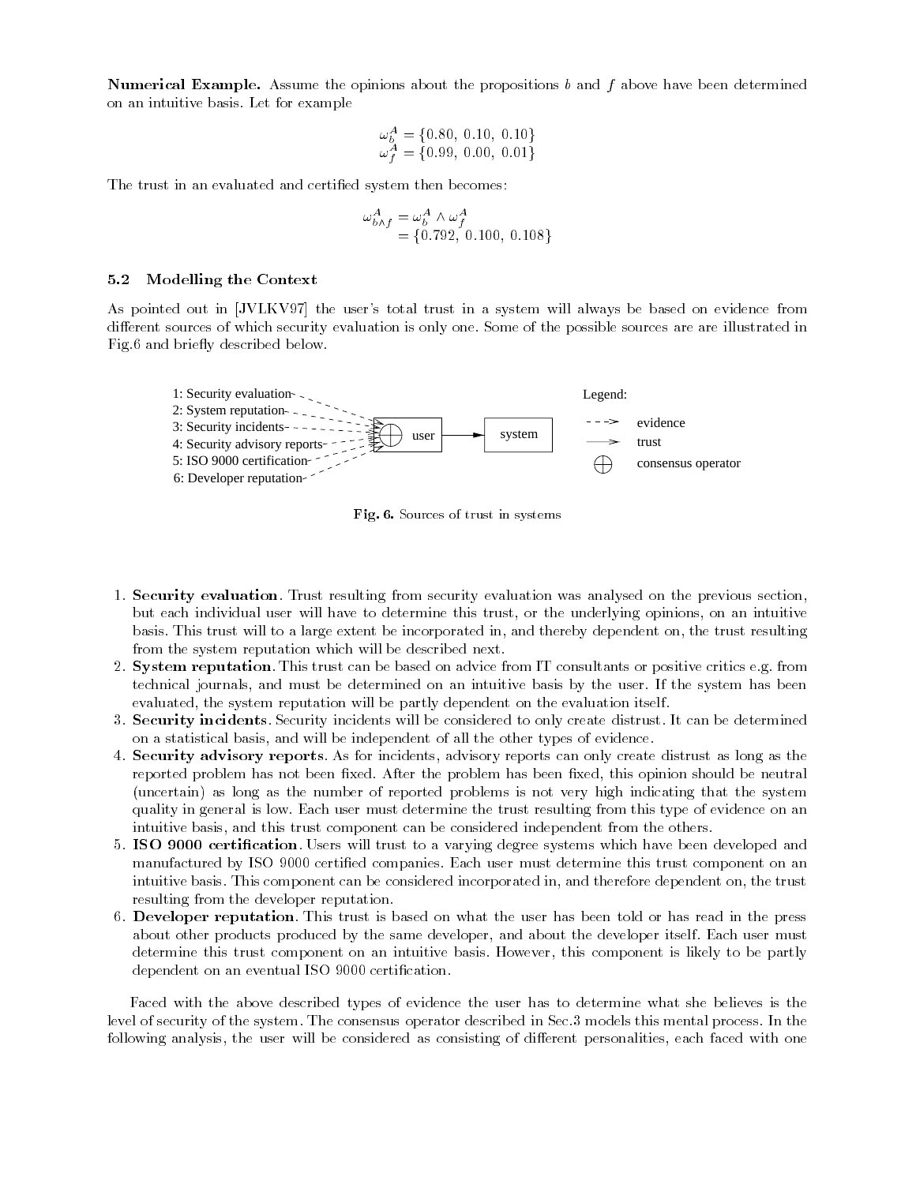**Numerical Example.** Assume the opinions about the propositions $b$ and $f$ above have been determined on an intuitive basis. Let for example

$$\omega_b^A = \{0.80,\ 0.10,\ 0.10\}$$
$$\omega_f^A = \{0.99,\ 0.00,\ 0.01\}$$

The trust in an evaluated and certified system then becomes:

$$\begin{aligned}\omega_{b \wedge f}^A &= \omega_b^A \wedge \omega_f^A \\ &= \{0.792,\ 0.100,\ 0.108\}\end{aligned}$$

### 5.2 Modelling the Context

As pointed out in [JVLKV97] the user's total trust in a system will always be based on evidence from different sources of which security evaluation is only one. Some of the possible sources are are illustrated in Fig.6 and briefly described below.

1: Security evaluation
2: System reputation
3: Security incidents
4: Security advisory reports
5: ISO 9000 certification
6: Developer reputation

Legend: evidence, trust, consensus operator

**Fig. 6.** Sources of trust in systems

1. **Security evaluation**. Trust resulting from security evaluation was analysed on the previous section, but each individual user will have to determine this trust, or the underlying opinions, on an intuitive basis. This trust will to a large extent be incorporated in, and thereby dependent on, the trust resulting from the system reputation which will be described next.
2. **System reputation**. This trust can be based on advice from IT consultants or positive critics e.g. from technical journals, and must be determined on an intuitive basis by the user. If the system has been evaluated, the system reputation will be partly dependent on the evaluation itself.
3. **Security incidents**. Security incidents will be considered to only create distrust. It can be determined on a statistical basis, and will be independent of all the other types of evidence.
4. **Security advisory reports**. As for incidents, advisory reports can only create distrust as long as the reported problem has not been fixed. After the problem has been fixed, this opinion should be neutral (uncertain) as long as the number of reported problems is not very high indicating that the system quality in general is low. Each user must determine the trust resulting from this type of evidence on an intuitive basis, and this trust component can be considered independent from the others.
5. **ISO 9000 certification**. Users will trust to a varying degree systems which have been developed and manufactured by ISO 9000 certified companies. Each user must determine this trust component on an intuitive basis. This component can be considered incorporated in, and therefore dependent on, the trust resulting from the developer reputation.
6. **Developer reputation**. This trust is based on what the user has been told or has read in the press about other products produced by the same developer, and about the developer itself. Each user must determine this trust component on an intuitive basis. However, this component is likely to be partly dependent on an eventual ISO 9000 certification.

Faced with the above described types of evidence the user has to determine what she believes is the level of security of the system. The consensus operator described in Sec.3 models this mental process. In the following analysis, the user will be considered as consisting of different personalities, each faced with one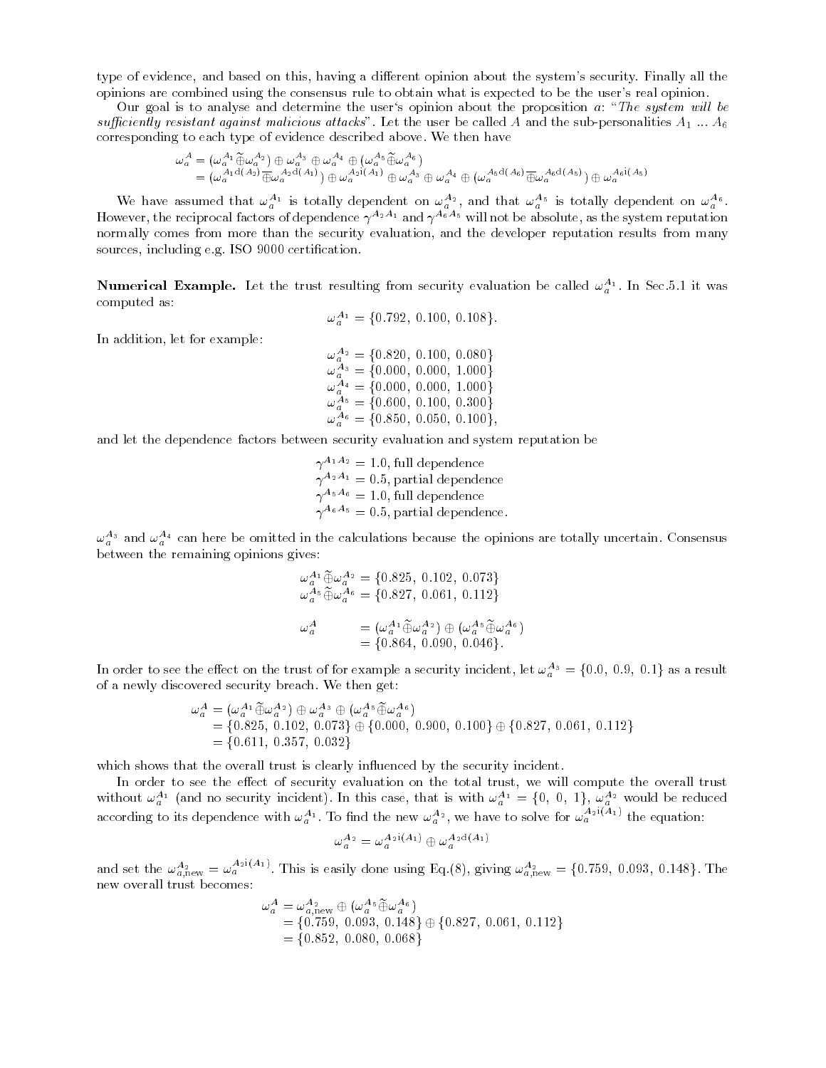type of evidence, and based on this, having a different opinion about the system's security. Finally all the opinions are combined using the consensus rule to obtain what is expected to be the user's real opinion.

Our goal is to analyse and determine the user's opinion about the proposition $a$: "*The system will be sufficiently resistant against malicious attacks*". Let the user be called $A$ and the sub-personalities $A_1 \dots A_6$ corresponding to each type of evidence described above. We then have

$$\begin{aligned}
\omega_a^A &= (\omega_a^{A_1} \widetilde{\oplus} \omega_a^{A_2}) \oplus \omega_a^{A_3} \oplus \omega_a^{A_4} \oplus (\omega_a^{A_5} \widetilde{\oplus} \omega_a^{A_6}) \\
&= (\omega_a^{A_1 \mathrm{d}(A_2)} \overline{\oplus} \omega_a^{A_2 \mathrm{d}(A_1)}) \oplus \omega_a^{A_2 \mathrm{i}(A_1)} \oplus \omega_a^{A_3} \oplus \omega_a^{A_4} \oplus (\omega_a^{A_5 \mathrm{d}(A_6)} \overline{\oplus} \omega_a^{A_6 \mathrm{d}(A_5)}) \oplus \omega_a^{A_6 \mathrm{i}(A_5)}
\end{aligned}$$

We have assumed that $\omega_a^{A_1}$ is totally dependent on $\omega_a^{A_2}$, and that $\omega_a^{A_5}$ is totally dependent on $\omega_a^{A_6}$. However, the reciprocal factors of dependence $\gamma^{A_2 A_1}$ and $\gamma^{A_6 A_5}$ will not be absolute, as the system reputation normally comes from more than the security evaluation, and the developer reputation results from many sources, including e.g. ISO 9000 certification.

**Numerical Example.** Let the trust resulting from security evaluation be called $\omega_a^{A_1}$. In Sec.5.1 it was computed as:

$$\omega_a^{A_1} = \{0.792,\ 0.100,\ 0.108\}.$$

In addition, let for example:

$$\begin{aligned}
\omega_a^{A_2} &= \{0.820,\ 0.100,\ 0.080\} \\
\omega_a^{A_3} &= \{0.000,\ 0.000,\ 1.000\} \\
\omega_a^{A_4} &= \{0.000,\ 0.000,\ 1.000\} \\
\omega_a^{A_5} &= \{0.600,\ 0.100,\ 0.300\} \\
\omega_a^{A_6} &= \{0.850,\ 0.050,\ 0.100\},
\end{aligned}$$

and let the dependence factors between security evaluation and system reputation be

$$\begin{aligned}
\gamma^{A_1 A_2} &= 1.0, \text{ full dependence} \\
\gamma^{A_2 A_1} &= 0.5, \text{ partial dependence} \\
\gamma^{A_5 A_6} &= 1.0, \text{ full dependence} \\
\gamma^{A_6 A_5} &= 0.5, \text{ partial dependence}.
\end{aligned}$$

$\omega_a^{A_3}$ and $\omega_a^{A_4}$ can here be omitted in the calculations because the opinions are totally uncertain. Consensus between the remaining opinions gives:

$$\begin{aligned}
\omega_a^{A_1} \widetilde{\oplus} \omega_a^{A_2} &= \{0.825,\ 0.102,\ 0.073\} \\
\omega_a^{A_5} \widetilde{\oplus} \omega_a^{A_6} &= \{0.827,\ 0.061,\ 0.112\} \\
\\
\omega_a^{A} &= (\omega_a^{A_1} \widetilde{\oplus} \omega_a^{A_2}) \oplus (\omega_a^{A_5} \widetilde{\oplus} \omega_a^{A_6}) \\
&= \{0.864,\ 0.090,\ 0.046\}.
\end{aligned}$$

In order to see the effect on the trust of for example a security incident, let $\omega_a^{A_3} = \{0.0,\ 0.9,\ 0.1\}$ as a result of a newly discovered security breach. We then get:

$$\begin{aligned}
\omega_a^A &= (\omega_a^{A_1} \widetilde{\oplus} \omega_a^{A_2}) \oplus \omega_a^{A_3} \oplus (\omega_a^{A_5} \widetilde{\oplus} \omega_a^{A_6}) \\
&= \{0.825,\ 0.102,\ 0.073\} \oplus \{0.000,\ 0.900,\ 0.100\} \oplus \{0.827,\ 0.061,\ 0.112\} \\
&= \{0.611,\ 0.357,\ 0.032\}
\end{aligned}$$

which shows that the overall trust is clearly influenced by the security incident.

In order to see the effect of security evaluation on the total trust, we will compute the overall trust without $\omega_a^{A_1}$ (and no security incident). In this case, that is with $\omega_a^{A_1} = \{0,\ 0,\ 1\}$, $\omega_a^{A_2}$ would be reduced according to its dependence with $\omega_a^{A_1}$. To find the new $\omega_a^{A_2}$, we have to solve for $\omega_a^{A_2 \mathrm{i}(A_1)}$ the equation:

$$\omega_a^{A_2} = \omega_a^{A_2 \mathrm{i}(A_1)} \oplus \omega_a^{A_2 \mathrm{d}(A_1)}$$

and set the $\omega_{a,\mathrm{new}}^{A_2} = \omega_a^{A_2 \mathrm{i}(A_1)}$. This is easily done using Eq.(8), giving $\omega_{a,\mathrm{new}}^{A_2} = \{0.759,\ 0.093,\ 0.148\}$. The new overall trust becomes:

$$\begin{aligned}
\omega_a^A &= \omega_{a,\mathrm{new}}^{A_2} \oplus (\omega_a^{A_5} \widetilde{\oplus} \omega_a^{A_6}) \\
&= \{0.759,\ 0.093,\ 0.148\} \oplus \{0.827,\ 0.061,\ 0.112\} \\
&= \{0.852,\ 0.080,\ 0.068\}
\end{aligned}$$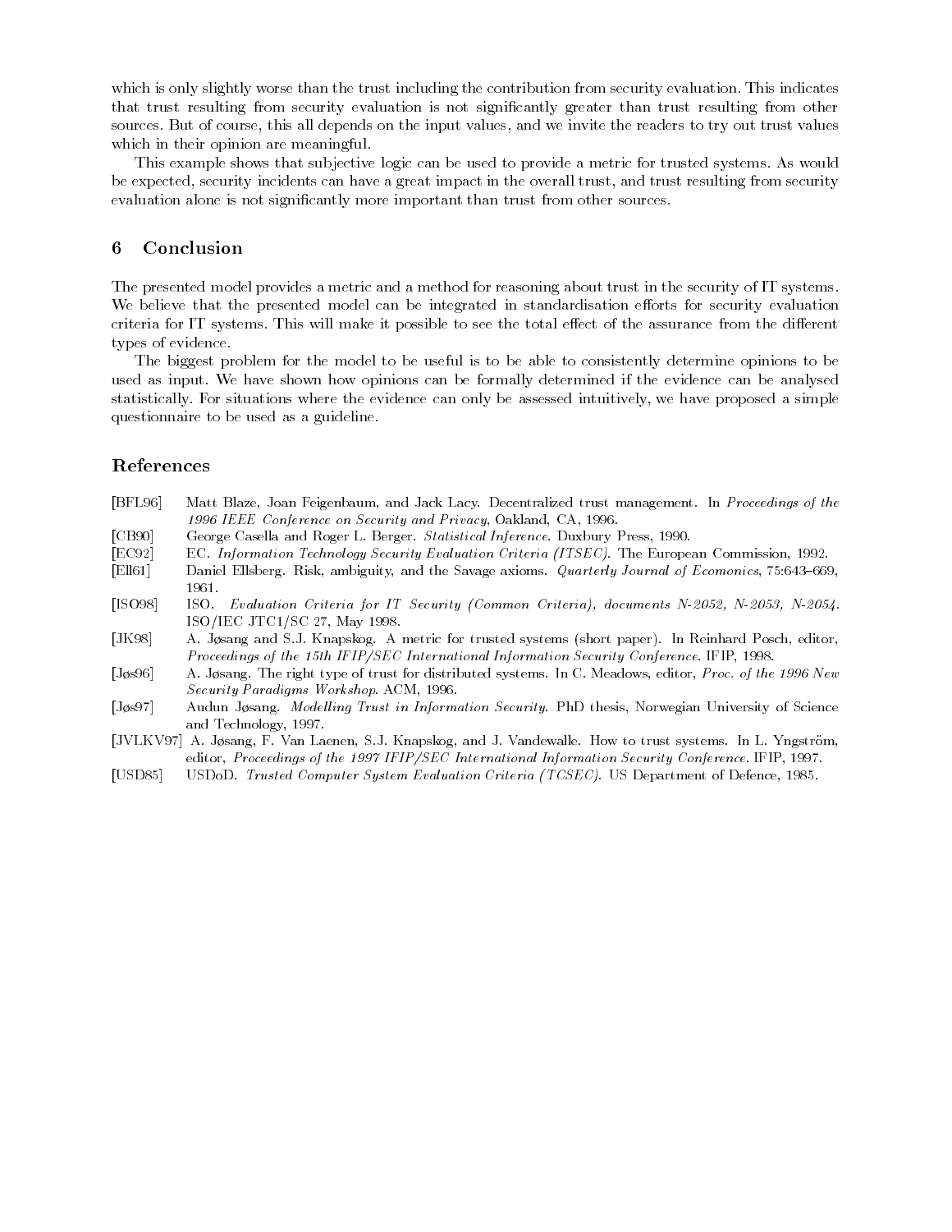which is only slightly worse than the trust including the contribution from security evaluation. This indicates that trust resulting from security evaluation is not significantly greater than trust resulting from other sources. But of course, this all depends on the input values, and we invite the readers to try out trust values which in their opinion are meaningful.

This example shows that subjective logic can be used to provide a metric for trusted systems. As would be expected, security incidents can have a great impact in the overall trust, and trust resulting from security evaluation alone is not significantly more important than trust from other sources.

## 6 Conclusion

The presented model provides a metric and a method for reasoning about trust in the security of IT systems. We believe that the presented model can be integrated in standardisation efforts for security evaluation criteria for IT systems. This will make it possible to see the total effect of the assurance from the different types of evidence.

The biggest problem for the model to be useful is to be able to consistently determine opinions to be used as input. We have shown how opinions can be formally determined if the evidence can be analysed statistically. For situations where the evidence can only be assessed intuitively, we have proposed a simple questionnaire to be used as a guideline.

## References

[BFL96] Matt Blaze, Joan Feigenbaum, and Jack Lacy. Decentralized trust management. In *Proceedings of the 1996 IEEE Conference on Security and Privacy*, Oakland, CA, 1996.

[CB90] George Casella and Roger L. Berger. *Statistical Inference*. Duxbury Press, 1990.

[EC92] EC. *Information Technology Security Evaluation Criteria (ITSEC)*. The European Commission, 1992.

[Ell61] Daniel Ellsberg. Risk, ambiguity, and the Savage axioms. *Quarterly Journal of Ecomonics*, 75:643–669, 1961.

[ISO98] ISO. *Evaluation Criteria for IT Security (Common Criteria), documents N-2052, N-2053, N-2054*. ISO/IEC JTC1/SC 27, May 1998.

[JK98] A. Jøsang and S.J. Knapskog. A metric for trusted systems (short paper). In Reinhard Posch, editor, *Proceedings of the 15th IFIP/SEC International Information Security Conference*. IFIP, 1998.

[Jøs96] A. Jøsang. The right type of trust for distributed systems. In C. Meadows, editor, *Proc. of the 1996 New Security Paradigms Workshop*. ACM, 1996.

[Jøs97] Audun Jøsang. *Modelling Trust in Information Security*. PhD thesis, Norwegian University of Science and Technology, 1997.

[JVLKV97] A. Jøsang, F. Van Laenen, S.J. Knapskog, and J. Vandewalle. How to trust systems. In L. Yngström, editor, *Proceedings of the 1997 IFIP/SEC International Information Security Conference*. IFIP, 1997.

[USD85] USDoD. *Trusted Computer System Evaluation Criteria (TCSEC)*. US Department of Defence, 1985.